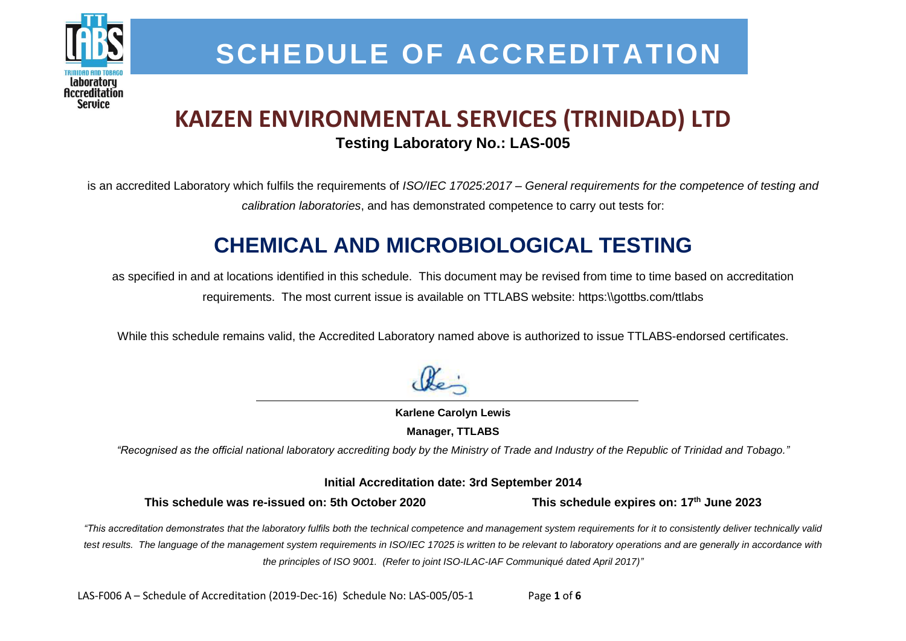# SCHEDULE OF ACCREDITATION

## KAIZEN ENVIRONMENTAL SERVICES (TRINIDAD) LTD

**Testing Laboratory No.: LAS-005**

is an accredited Laboratory which fulfils the requirements of *ISO/IEC 17025:2017 – General requirements for the competence of testing and calibration laboratories*, and has demonstrated competence to carry out tests for:

## CHEMICAL AND MICROBIOLOGICAL TESTING

as specified in and at locations identified in this schedule. This document may be revised from time to time based on accreditation requirements. The most current issue is available on TTLABS website: https:\\gottbs.com/ttlabs

While this schedule remains valid, the Accredited Laboratory named above is authorized to issue TTLABS-endorsed certificates.

**Karlene Carolyn Lewis**

**Manager, TTLABS**

*"Recognised as the official national laboratory accrediting body by the Ministry of Trade and Industry of the Republic of Trinidad and Tobago."*

**Initial Accreditation date: 3rd September 2014**

**This schedule was re-issued on: 5th October 2020**

**This schedule expires on: 17th June 2023**

*"This accreditation demonstrates that the laboratory fulfils both the technical competence and management system requirements for it to consistently deliver technically valid test results. The language of the management system requirements in ISO/IEC 17025 is written to be relevant to laboratory operations and are generally in accordance with the principles of ISO 9001. (Refer to joint ISO-ILAC-IAF Communiqué dated April 2017)"*

LAS-F006 A – Schedule of Accreditation (2019-Dec-16) Schedule No: LAS-005/05-1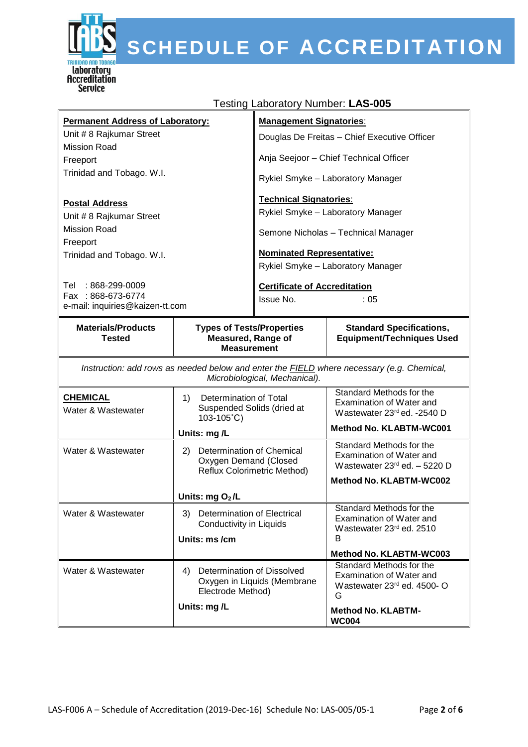# SCHEDULE OF ACCREDITATION

Trinidad and Tobago Laboratory Accreditation Service

Testing Laboratory Number: **LAS-005**

| **Permanent Address of Laboratory:** | **Management Signatories:** |
|---|---|
| Unit # 8 Rajkumar Street<br>Mission Road<br>Freeport<br>Trinidad and Tobago. W.I. | Douglas De Freitas – Chief Executive Officer<br>Anja Seejoor – Chief Technical Officer<br>Rykiel Smyke – Laboratory Manager |
| **Postal Address**<br>Unit # 8 Rajkumar Street<br>Mission Road<br>Freeport<br>Trinidad and Tobago. W.I. | **Technical Signatories:**<br>Rykiel Smyke – Laboratory Manager<br>Semone Nicholas – Technical Manager<br><br>**Nominated Representative:**<br>Rykiel Smyke – Laboratory Manager |
| Tel : 868-299-0009<br>Fax : 868-673-6774<br>e-mail: inquiries@kaizen-tt.com | **Certificate of Accreditation**<br>Issue No. : 05 |

| Materials/Products Tested | Types of Tests/Properties Measured, Range of Measurement | Standard Specifications, Equipment/Techniques Used |
|---|---|---|
| *Instruction: add rows as needed below and enter the FIELD where necessary (e.g. Chemical, Microbiological, Mechanical).* | | |
| **CHEMICAL**<br>Water & Wastewater | 1) Determination of Total Suspended Solids (dried at 103-105˚C)<br>**Units: mg /L** | Standard Methods for the Examination of Water and Wastewater 23rd ed. -2540 D<br>**Method No. KLABTM-WC001** |
| Water & Wastewater | 2) Determination of Chemical Oxygen Demand (Closed Reflux Colorimetric Method)<br>**Units: mg $O_2$ /L** | Standard Methods for the Examination of Water and Wastewater 23rd ed. – 5220 D<br>**Method No. KLABTM-WC002** |
| Water & Wastewater | 3) Determination of Electrical Conductivity in Liquids<br>**Units: ms /cm** | Standard Methods for the Examination of Water and Wastewater 23rd ed. 2510 B<br>**Method No. KLABTM-WC003** |
| Water & Wastewater | 4) Determination of Dissolved Oxygen in Liquids (Membrane Electrode Method)<br>**Units: mg /L** | Standard Methods for the Examination of Water and Wastewater 23rd ed. 4500- O G<br>**Method No. KLABTM-WC004** |

LAS-F006 A – Schedule of Accreditation (2019-Dec-16) Schedule No: LAS-005/05-1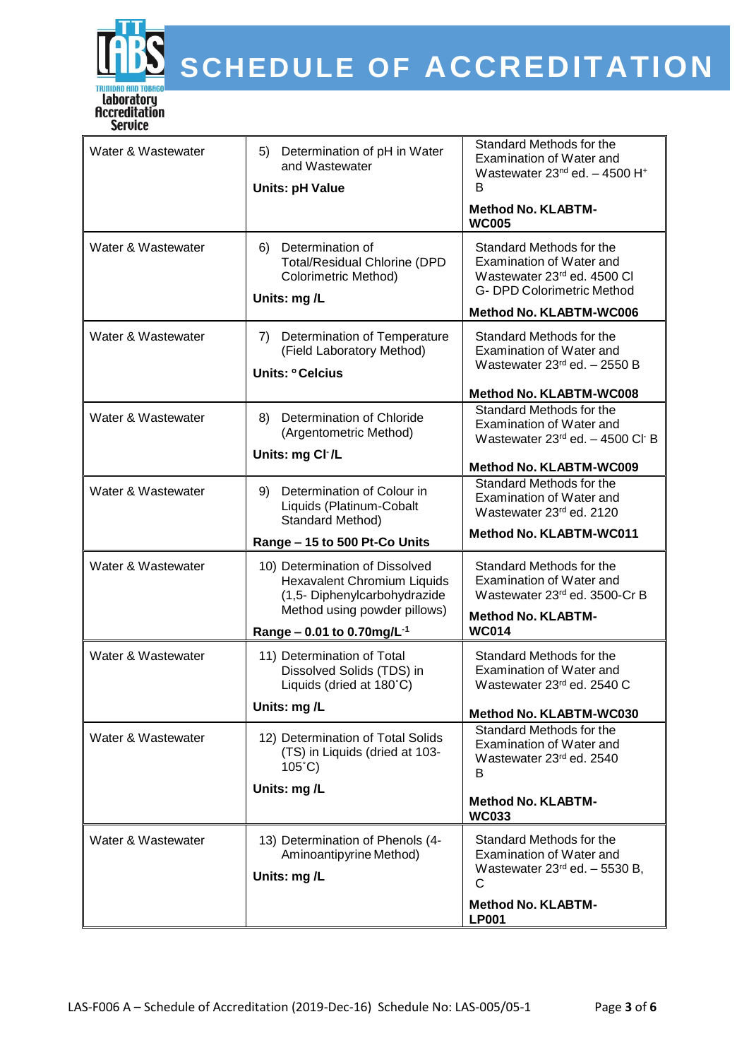# SCHEDULE OF ACCREDITATION

| | | |
|---|---|---|
| Water & Wastewater | 5) Determination of pH in Water and Wastewater<br>**Units: pH Value** | Standard Methods for the Examination of Water and Wastewater 23[nd] ed. – 4500 $H^+$ B<br>**Method No. KLABTM-WC005** |
| Water & Wastewater | 6) Determination of Total/Residual Chlorine (DPD Colorimetric Method)<br>**Units: mg /L** | Standard Methods for the Examination of Water and Wastewater 23[rd] ed. 4500 Cl G- DPD Colorimetric Method<br>**Method No. KLABTM-WC006** |
| Water & Wastewater | 7) Determination of Temperature (Field Laboratory Method)<br>**Units: °Celcius** | Standard Methods for the Examination of Water and Wastewater 23[rd] ed. – 2550 B<br>**Method No. KLABTM-WC008** |
| Water & Wastewater | 8) Determination of Chloride (Argentometric Method)<br>**Units: mg $Cl^-$/L** | Standard Methods for the Examination of Water and Wastewater 23[rd] ed. – 4500 $Cl^-$ B<br>**Method No. KLABTM-WC009** |
| Water & Wastewater | 9) Determination of Colour in Liquids (Platinum-Cobalt Standard Method)<br>**Range – 15 to 500 Pt-Co Units** | Standard Methods for the Examination of Water and Wastewater 23[rd] ed. 2120<br>**Method No. KLABTM-WC011** |
| Water & Wastewater | 10) Determination of Dissolved Hexavalent Chromium Liquids (1,5- Diphenylcarbohydrazide Method using powder pillows)<br>**Range – 0.01 to 0.70mg/$L^{-1}$** | Standard Methods for the Examination of Water and Wastewater 23[rd] ed. 3500-Cr B<br>**Method No. KLABTM-WC014** |
| Water & Wastewater | 11) Determination of Total Dissolved Solids (TDS) in Liquids (dried at 180˚C)<br>**Units: mg /L** | Standard Methods for the Examination of Water and Wastewater 23[rd] ed. 2540 C<br>**Method No. KLABTM-WC030** |
| Water & Wastewater | 12) Determination of Total Solids (TS) in Liquids (dried at 103-105˚C)<br>**Units: mg /L** | Standard Methods for the Examination of Water and Wastewater 23[rd] ed. 2540 B<br>**Method No. KLABTM-WC033** |
| Water & Wastewater | 13) Determination of Phenols (4-Aminoantipyrine Method)<br>**Units: mg /L** | Standard Methods for the Examination of Water and Wastewater 23[rd] ed. – 5530 B, C<br>**Method No. KLABTM-LP001** |

LAS-F006 A – Schedule of Accreditation (2019-Dec-16) Schedule No: LAS-005/05-1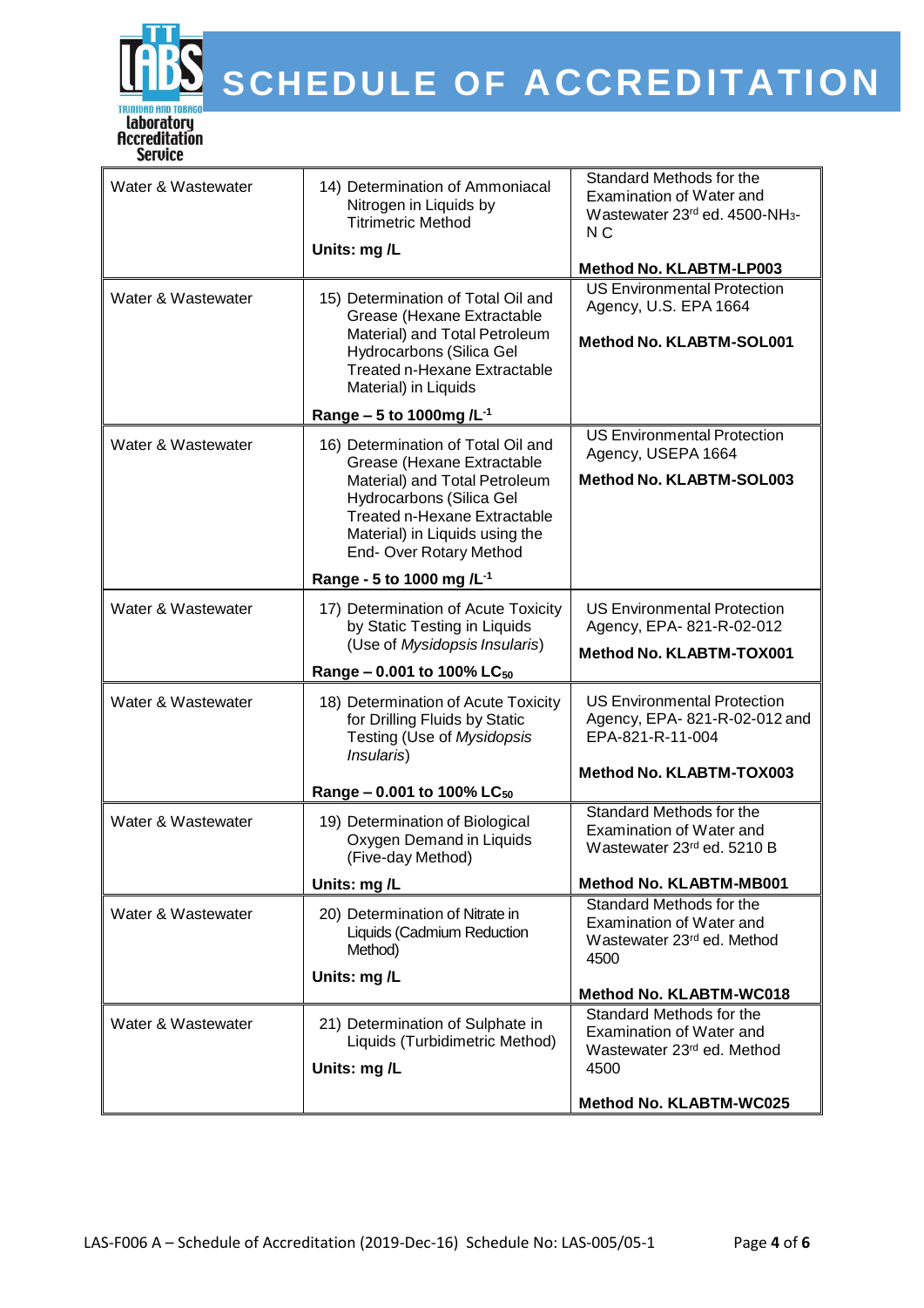# SCHEDULE OF ACCREDITATION

| | | |
|---|---|---|
| Water & Wastewater | 14) Determination of Ammoniacal Nitrogen in Liquids by Titrimetric Method<br><br>**Units: mg /L** | Standard Methods for the Examination of Water and Wastewater 23[rd] ed. 4500-$NH_3$-N C<br><br>**Method No. KLABTM-LP003** |
| Water & Wastewater | 15) Determination of Total Oil and Grease (Hexane Extractable Material) and Total Petroleum Hydrocarbons (Silica Gel Treated n-Hexane Extractable Material) in Liquids<br><br>**Range – 5 to 1000mg /$L^{-1}$** | US Environmental Protection Agency, U.S. EPA 1664<br><br>**Method No. KLABTM-SOL001** |
| Water & Wastewater | 16) Determination of Total Oil and Grease (Hexane Extractable Material) and Total Petroleum Hydrocarbons (Silica Gel Treated n-Hexane Extractable Material) in Liquids using the End- Over Rotary Method<br><br>**Range - 5 to 1000 mg /$L^{-1}$** | US Environmental Protection Agency, USEPA 1664<br><br>**Method No. KLABTM-SOL003** |
| Water & Wastewater | 17) Determination of Acute Toxicity by Static Testing in Liquids (Use of *Mysidopsis Insularis*)<br><br>**Range – 0.001 to 100% $LC_{50}$** | US Environmental Protection Agency, EPA- 821-R-02-012<br><br>**Method No. KLABTM-TOX001** |
| Water & Wastewater | 18) Determination of Acute Toxicity for Drilling Fluids by Static Testing (Use of *Mysidopsis Insularis*)<br><br>**Range – 0.001 to 100% $LC_{50}$** | US Environmental Protection Agency, EPA- 821-R-02-012 and EPA-821-R-11-004<br><br>**Method No. KLABTM-TOX003** |
| Water & Wastewater | 19) Determination of Biological Oxygen Demand in Liquids (Five-day Method)<br><br>**Units: mg /L** | Standard Methods for the Examination of Water and Wastewater 23[rd] ed. 5210 B<br><br>**Method No. KLABTM-MB001** |
| Water & Wastewater | 20) Determination of Nitrate in Liquids (Cadmium Reduction Method)<br><br>**Units: mg /L** | Standard Methods for the Examination of Water and Wastewater 23[rd] ed. Method 4500<br><br>**Method No. KLABTM-WC018** |
| Water & Wastewater | 21) Determination of Sulphate in Liquids (Turbidimetric Method)<br><br>**Units: mg /L** | Standard Methods for the Examination of Water and Wastewater 23[rd] ed. Method 4500<br><br>**Method No. KLABTM-WC025** |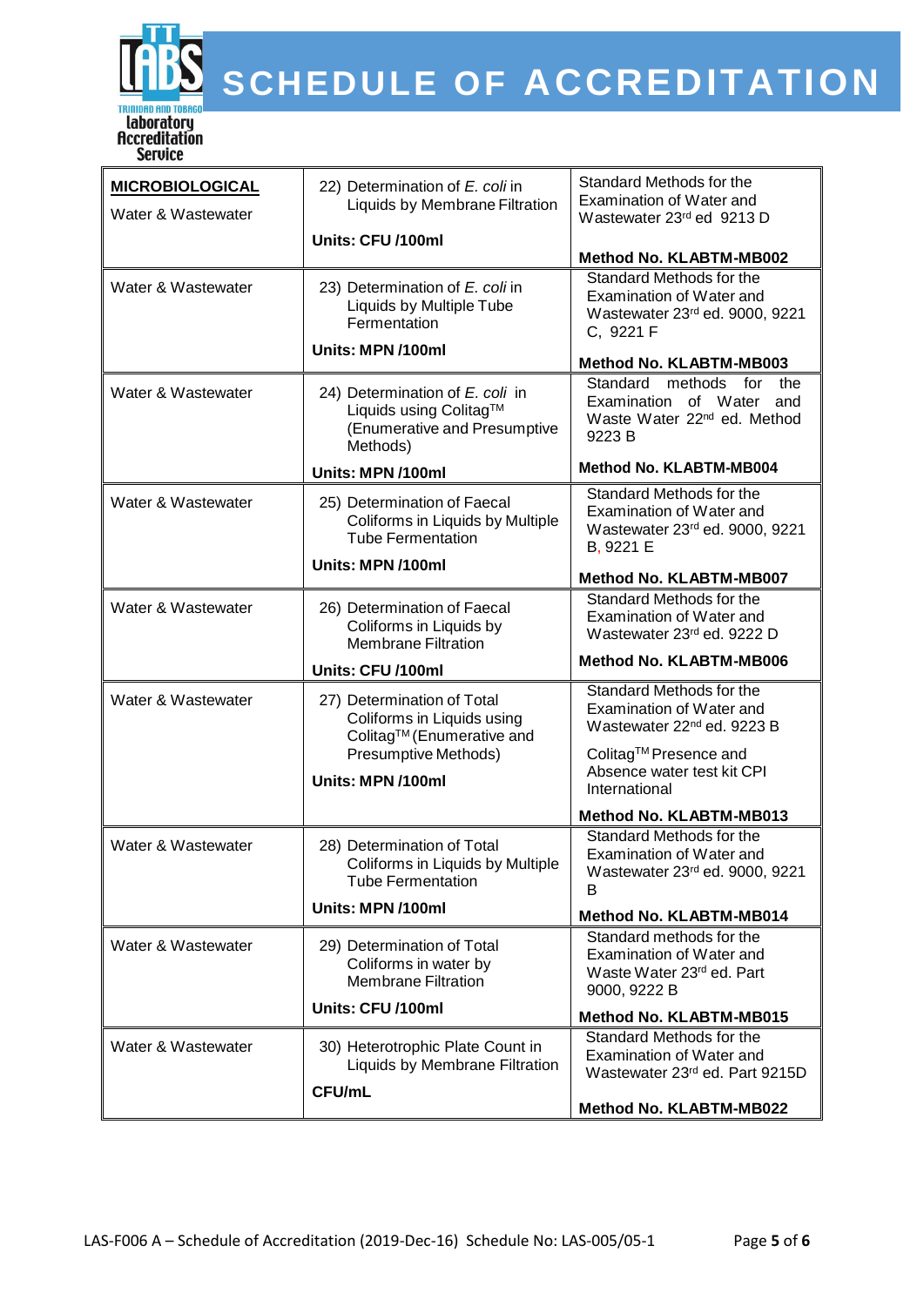# SCHEDULE OF ACCREDITATION

| | | |
|---|---|---|
| **MICROBIOLOGICAL**<br>Water & Wastewater | 22) Determination of *E. coli* in Liquids by Membrane Filtration<br><br>**Units: CFU /100ml** | Standard Methods for the Examination of Water and Wastewater 23rd ed 9213 D<br><br>**Method No. KLABTM-MB002** |
| Water & Wastewater | 23) Determination of *E. coli* in Liquids by Multiple Tube Fermentation<br><br>**Units: MPN /100ml** | Standard Methods for the Examination of Water and Wastewater 23rd ed. 9000, 9221 C, 9221 F<br><br>**Method No. KLABTM-MB003** |
| Water & Wastewater | 24) Determination of *E. coli* in Liquids using Colitag™ (Enumerative and Presumptive Methods)<br><br>**Units: MPN /100ml** | Standard methods for the Examination of Water and Waste Water 22nd ed. Method 9223 B<br><br>**Method No. KLABTM-MB004** |
| Water & Wastewater | 25) Determination of Faecal Coliforms in Liquids by Multiple Tube Fermentation<br><br>**Units: MPN /100ml** | Standard Methods for the Examination of Water and Wastewater 23rd ed. 9000, 9221 B, 9221 E<br><br>**Method No. KLABTM-MB007** |
| Water & Wastewater | 26) Determination of Faecal Coliforms in Liquids by Membrane Filtration<br><br>**Units: CFU /100ml** | Standard Methods for the Examination of Water and Wastewater 23rd ed. 9222 D<br><br>**Method No. KLABTM-MB006** |
| Water & Wastewater | 27) Determination of Total Coliforms in Liquids using Colitag™ (Enumerative and Presumptive Methods)<br><br>**Units: MPN /100ml** | Standard Methods for the Examination of Water and Wastewater 22nd ed. 9223 B<br><br>Colitag™ Presence and Absence water test kit CPI International<br><br>**Method No. KLABTM-MB013** |
| Water & Wastewater | 28) Determination of Total Coliforms in Liquids by Multiple Tube Fermentation<br><br>**Units: MPN /100ml** | Standard Methods for the Examination of Water and Wastewater 23rd ed. 9000, 9221 B<br><br>**Method No. KLABTM-MB014** |
| Water & Wastewater | 29) Determination of Total Coliforms in water by Membrane Filtration<br><br>**Units: CFU /100ml** | Standard methods for the Examination of Water and Waste Water 23rd ed. Part 9000, 9222 B<br><br>**Method No. KLABTM-MB015** |
| Water & Wastewater | 30) Heterotrophic Plate Count in Liquids by Membrane Filtration<br><br>**CFU/mL** | Standard Methods for the Examination of Water and Wastewater 23rd ed. Part 9215D<br><br>**Method No. KLABTM-MB022** |

LAS-F006 A – Schedule of Accreditation (2019-Dec-16) Schedule No: LAS-005/05-1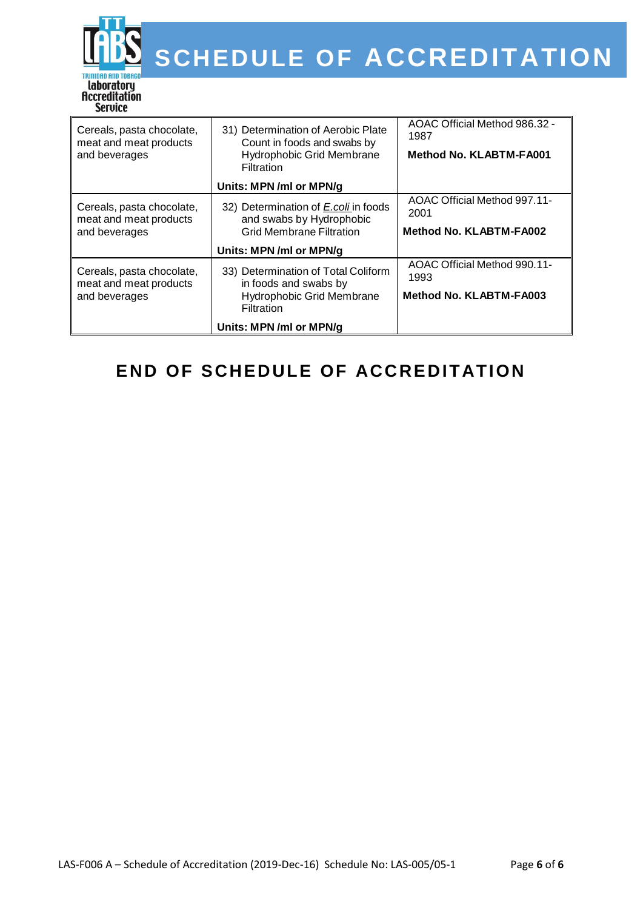# SCHEDULE OF ACCREDITATION

| | | |
|---|---|---|
| Cereals, pasta chocolate, meat and meat products and beverages | 31) Determination of Aerobic Plate Count in foods and swabs by Hydrophobic Grid Membrane Filtration<br><br>**Units: MPN /ml or MPN/g** | AOAC Official Method 986.32 - 1987<br><br>**Method No. KLABTM-FA001** |
| Cereals, pasta chocolate, meat and meat products and beverages | 32) Determination of *E.coli* in foods and swabs by Hydrophobic Grid Membrane Filtration<br><br>**Units: MPN /ml or MPN/g** | AOAC Official Method 997.11-2001<br><br>**Method No. KLABTM-FA002** |
| Cereals, pasta chocolate, meat and meat products and beverages | 33) Determination of Total Coliform in foods and swabs by Hydrophobic Grid Membrane Filtration<br><br>**Units: MPN /ml or MPN/g** | AOAC Official Method 990.11-1993<br><br>**Method No. KLABTM-FA003** |

## END OF SCHEDULE OF ACCREDITATION